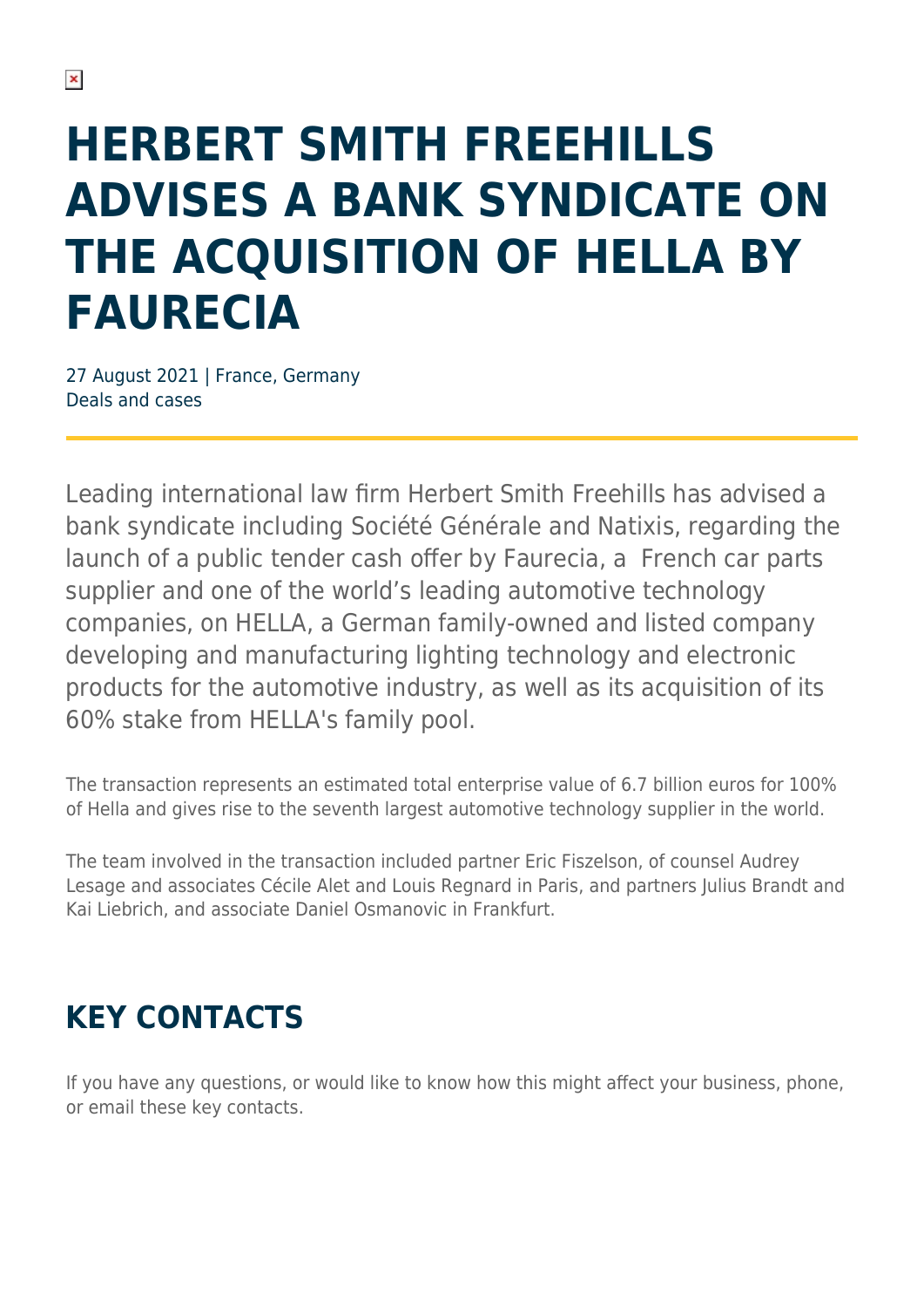# HERBERT SMITH FREEHILLS ADVISES A BANK SYNDICATE ON THE ACQUISITION OF HELLA BY FAURECIA

27 August 2021 | France, Germany
Deals and cases

Leading international law firm Herbert Smith Freehills has advised a bank syndicate including Société Générale and Natixis, regarding the launch of a public tender cash offer by Faurecia, a French car parts supplier and one of the world's leading automotive technology companies, on HELLA, a German family-owned and listed company developing and manufacturing lighting technology and electronic products for the automotive industry, as well as its acquisition of its 60% stake from HELLA's family pool.

The transaction represents an estimated total enterprise value of 6.7 billion euros for 100% of Hella and gives rise to the seventh largest automotive technology supplier in the world.

The team involved in the transaction included partner Eric Fiszelson, of counsel Audrey Lesage and associates Cécile Alet and Louis Regnard in Paris, and partners Julius Brandt and Kai Liebrich, and associate Daniel Osmanovic in Frankfurt.

## KEY CONTACTS

If you have any questions, or would like to know how this might affect your business, phone, or email these key contacts.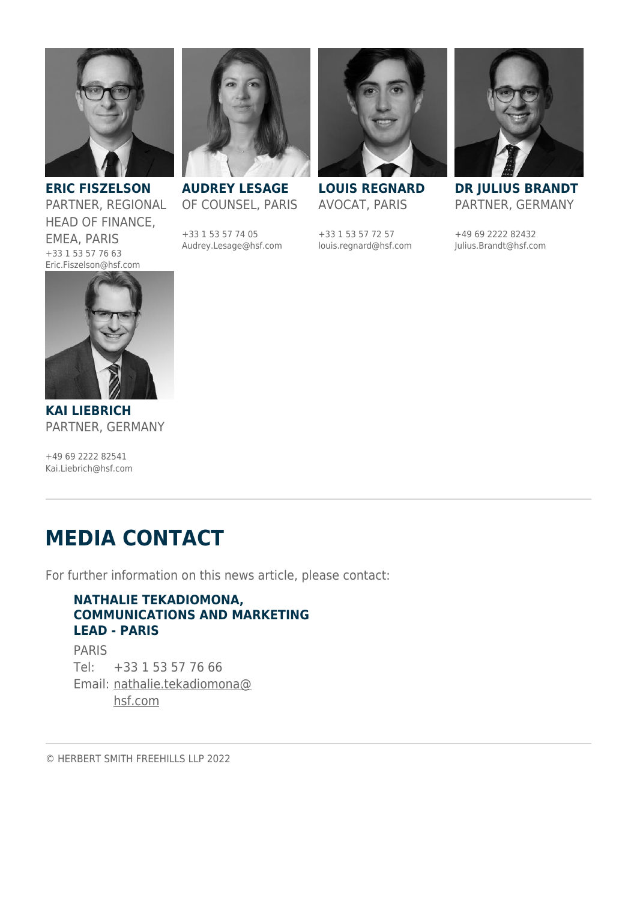**ERIC FISZELSON**
PARTNER, REGIONAL HEAD OF FINANCE, EMEA, PARIS
+33 1 53 57 76 63
Eric.Fiszelson@hsf.com

**AUDREY LESAGE**
OF COUNSEL, PARIS

+33 1 53 57 74 05
Audrey.Lesage@hsf.com

**LOUIS REGNARD**
AVOCAT, PARIS

+33 1 53 57 72 57
louis.regnard@hsf.com

**DR JULIUS BRANDT**
PARTNER, GERMANY

+49 69 2222 82432
Julius.Brandt@hsf.com

**KAI LIEBRICH**
PARTNER, GERMANY

+49 69 2222 82541
Kai.Liebrich@hsf.com

---

# MEDIA CONTACT

For further information on this news article, please contact:

**NATHALIE TEKADIOMONA, COMMUNICATIONS AND MARKETING LEAD - PARIS**

PARIS
Tel: +33 1 53 57 76 66
Email: nathalie.tekadiomona@hsf.com

---

© HERBERT SMITH FREEHILLS LLP 2022